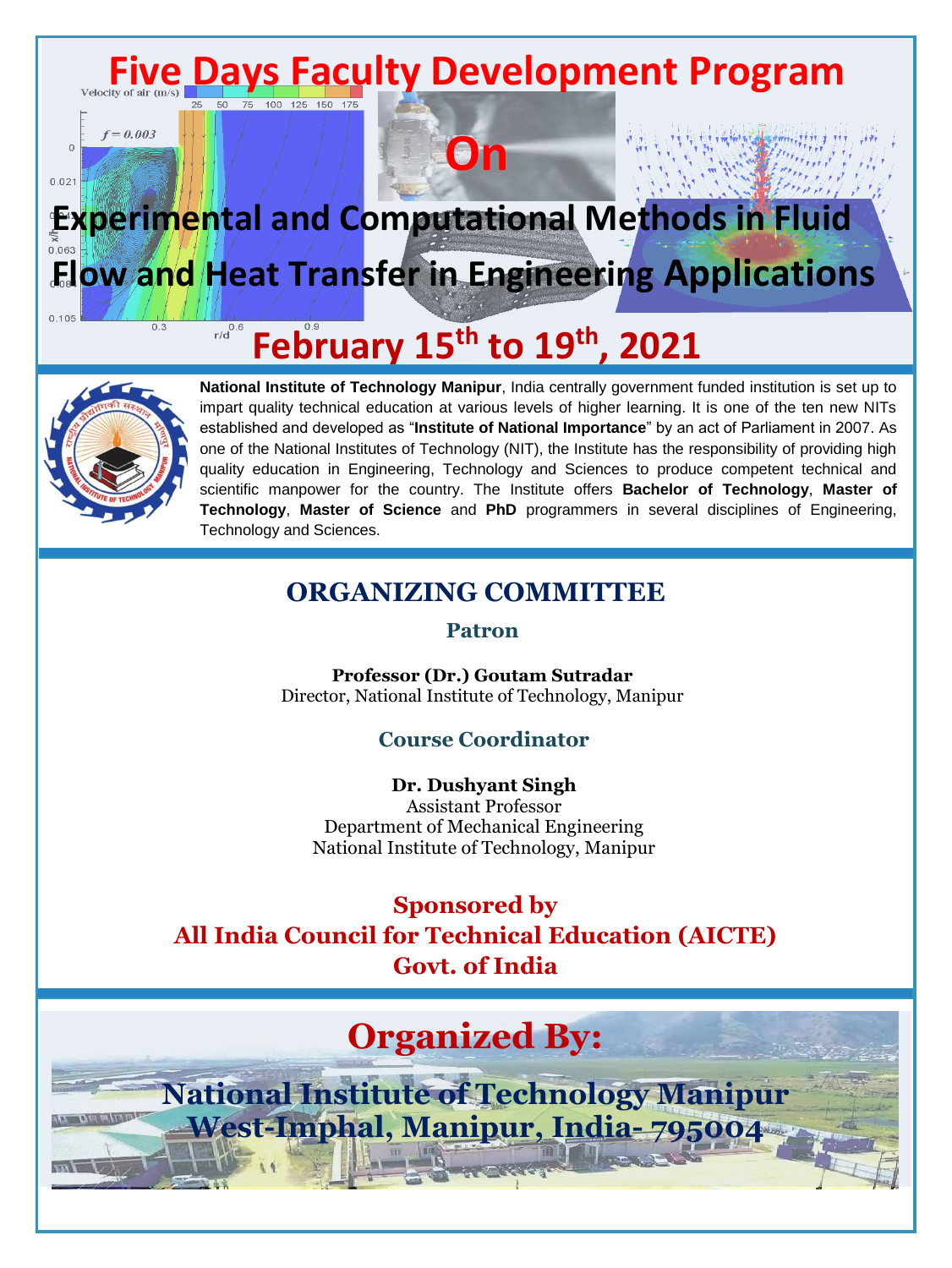# Five Days Faculty Development Program

## On

# Experimental and Computational Methods in Fluid Flow and Heat Transfer in Engineering Applications

## February 15th to 19th, 2021

**National Institute of Technology Manipur**, India centrally government funded institution is set up to impart quality technical education at various levels of higher learning. It is one of the ten new NITs established and developed as "**Institute of National Importance**" by an act of Parliament in 2007. As one of the National Institutes of Technology (NIT), the Institute has the responsibility of providing high quality education in Engineering, Technology and Sciences to produce competent technical and scientific manpower for the country. The Institute offers **Bachelor of Technology**, **Master of Technology**, **Master of Science** and **PhD** programmers in several disciplines of Engineering, Technology and Sciences.

## ORGANIZING COMMITTEE

### Patron

**Professor (Dr.) Goutam Sutradar**
Director, National Institute of Technology, Manipur

### Course Coordinator

**Dr. Dushyant Singh**
Assistant Professor
Department of Mechanical Engineering
National Institute of Technology, Manipur

### Sponsored by
### All India Council for Technical Education (AICTE)
### Govt. of India

## Organized By:

### National Institute of Technology Manipur
### West-Imphal, Manipur, India- 795004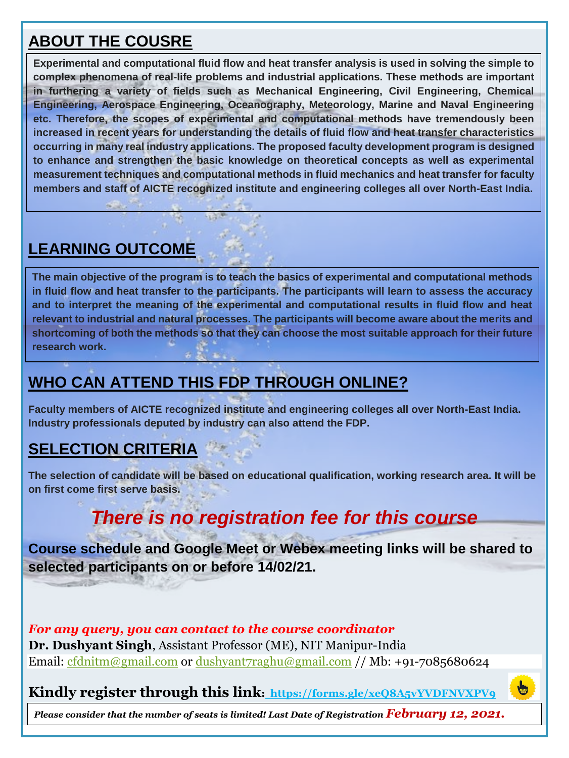## ABOUT THE COUSRE

**Experimental and computational fluid flow and heat transfer analysis is used in solving the simple to complex phenomena of real-life problems and industrial applications. These methods are important in furthering a variety of fields such as Mechanical Engineering, Civil Engineering, Chemical Engineering, Aerospace Engineering, Oceanography, Meteorology, Marine and Naval Engineering etc. Therefore, the scopes of experimental and computational methods have tremendously been increased in recent years for understanding the details of fluid flow and heat transfer characteristics occurring in many real industry applications. The proposed faculty development program is designed to enhance and strengthen the basic knowledge on theoretical concepts as well as experimental measurement techniques and computational methods in fluid mechanics and heat transfer for faculty members and staff of AICTE recognized institute and engineering colleges all over North-East India.**

## LEARNING OUTCOME

**The main objective of the program is to teach the basics of experimental and computational methods in fluid flow and heat transfer to the participants. The participants will learn to assess the accuracy and to interpret the meaning of the experimental and computational results in fluid flow and heat relevant to industrial and natural processes. The participants will become aware about the merits and shortcoming of both the methods so that they can choose the most suitable approach for their future research work.**

## WHO CAN ATTEND THIS FDP THROUGH ONLINE?

**Faculty members of AICTE recognized institute and engineering colleges all over North-East India. Industry professionals deputed by industry can also attend the FDP.**

## SELECTION CRITERIA

**The selection of candidate will be based on educational qualification, working research area. It will be on first come first serve basis.**

***There is no registration fee for this course***

**Course schedule and Google Meet or Webex meeting links will be shared to selected participants on or before 14/02/21.**

*For any query, you can contact to the course coordinator*

**Dr. Dushyant Singh**, Assistant Professor (ME), NIT Manipur-India

Email: cfdnitm@gmail.com or dushyant7raghu@gmail.com // Mb: +91-7085680624

**Kindly register through this link: https://forms.gle/xeQ8A5vYVDFNVXPV9**

***Please consider that the number of seats is limited! Last Date of Registration February 12, 2021.***